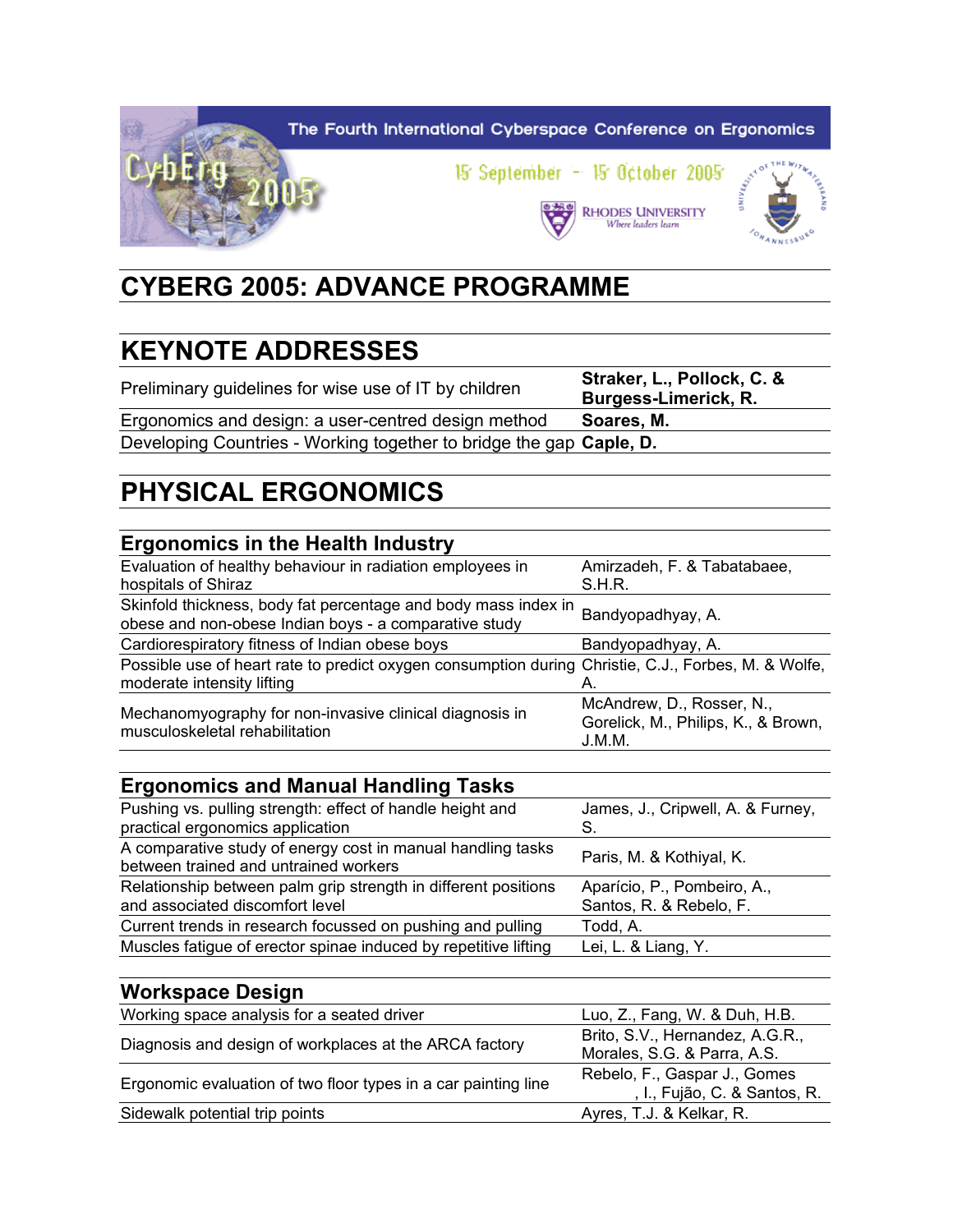The Fourth International Cyberspace Conference on Ergonomics

15 September – 15 October 2005

RHODES UNIVERSITY
Where leaders learn

# CYBERG 2005: ADVANCE PROGRAMME

## KEYNOTE ADDRESSES

| | |
|---|---|
| Preliminary guidelines for wise use of IT by children | **Straker, L., Pollock, C. & Burgess-Limerick, R.** |
| Ergonomics and design: a user-centred design method | **Soares, M.** |
| Developing Countries - Working together to bridge the gap | **Caple, D.** |

## PHYSICAL ERGONOMICS

### Ergonomics in the Health Industry

| | |
|---|---|
| Evaluation of healthy behaviour in radiation employees in hospitals of Shiraz | Amirzadeh, F. & Tabatabaee, S.H.R. |
| Skinfold thickness, body fat percentage and body mass index in obese and non-obese Indian boys - a comparative study | Bandyopadhyay, A. |
| Cardiorespiratory fitness of Indian obese boys | Bandyopadhyay, A. |
| Possible use of heart rate to predict oxygen consumption during moderate intensity lifting | Christie, C.J., Forbes, M. & Wolfe, A. |
| Mechanomyography for non-invasive clinical diagnosis in musculoskeletal rehabilitation | McAndrew, D., Rosser, N., Gorelick, M., Philips, K., & Brown, J.M.M. |

### Ergonomics and Manual Handling Tasks

| | |
|---|---|
| Pushing vs. pulling strength: effect of handle height and practical ergonomics application | James, J., Cripwell, A. & Furney, S. |
| A comparative study of energy cost in manual handling tasks between trained and untrained workers | Paris, M. & Kothiyal, K. |
| Relationship between palm grip strength in different positions and associated discomfort level | Aparício, P., Pombeiro, A., Santos, R. & Rebelo, F. |
| Current trends in research focussed on pushing and pulling | Todd, A. |
| Muscles fatigue of erector spinae induced by repetitive lifting | Lei, L. & Liang, Y. |

### Workspace Design

| | |
|---|---|
| Working space analysis for a seated driver | Luo, Z., Fang, W. & Duh, H.B. |
| Diagnosis and design of workplaces at the ARCA factory | Brito, S.V., Hernandez, A.G.R., Morales, S.G. & Parra, A.S. |
| Ergonomic evaluation of two floor types in a car painting line | Rebelo, F., Gaspar J., Gomes , I., Fujão, C. & Santos, R. |
| Sidewalk potential trip points | Ayres, T.J. & Kelkar, R. |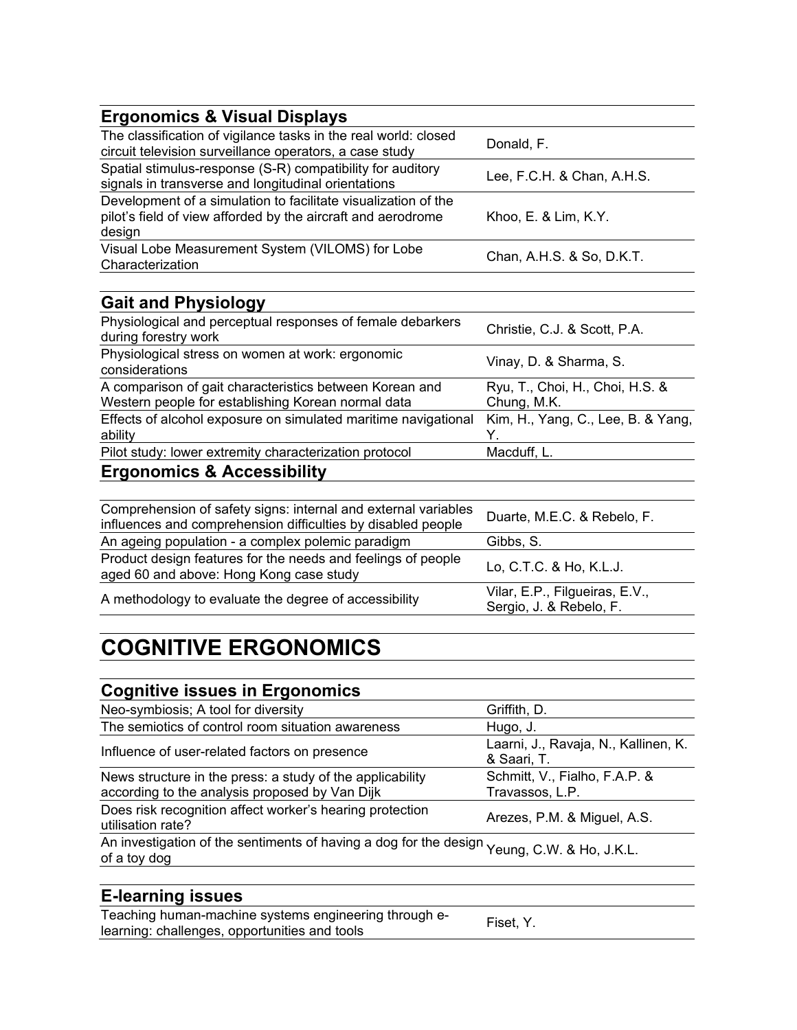## Ergonomics & Visual Displays

| | |
|---|---|
| The classification of vigilance tasks in the real world: closed circuit television surveillance operators, a case study | Donald, F. |
| Spatial stimulus-response (S-R) compatibility for auditory signals in transverse and longitudinal orientations | Lee, F.C.H. & Chan, A.H.S. |
| Development of a simulation to facilitate visualization of the pilot's field of view afforded by the aircraft and aerodrome design | Khoo, E. & Lim, K.Y. |
| Visual Lobe Measurement System (VILOMS) for Lobe Characterization | Chan, A.H.S. & So, D.K.T. |

## Gait and Physiology

| | |
|---|---|
| Physiological and perceptual responses of female debarkers during forestry work | Christie, C.J. & Scott, P.A. |
| Physiological stress on women at work: ergonomic considerations | Vinay, D. & Sharma, S. |
| A comparison of gait characteristics between Korean and Western people for establishing Korean normal data | Ryu, T., Choi, H., Choi, H.S. & Chung, M.K. |
| Effects of alcohol exposure on simulated maritime navigational ability | Kim, H., Yang, C., Lee, B. & Yang, Y. |
| Pilot study: lower extremity characterization protocol | Macduff, L. |

## Ergonomics & Accessibility

| | |
|---|---|
| Comprehension of safety signs: internal and external variables influences and comprehension difficulties by disabled people | Duarte, M.E.C. & Rebelo, F. |
| An ageing population - a complex polemic paradigm | Gibbs, S. |
| Product design features for the needs and feelings of people aged 60 and above: Hong Kong case study | Lo, C.T.C. & Ho, K.L.J. |
| A methodology to evaluate the degree of accessibility | Vilar, E.P., Filgueiras, E.V., Sergio, J. & Rebelo, F. |

# COGNITIVE ERGONOMICS

## Cognitive issues in Ergonomics

| | |
|---|---|
| Neo-symbiosis; A tool for diversity | Griffith, D. |
| The semiotics of control room situation awareness | Hugo, J. |
| Influence of user-related factors on presence | Laarni, J., Ravaja, N., Kallinen, K. & Saari, T. |
| News structure in the press: a study of the applicability according to the analysis proposed by Van Dijk | Schmitt, V., Fialho, F.A.P. & Travassos, L.P. |
| Does risk recognition affect worker's hearing protection utilisation rate? | Arezes, P.M. & Miguel, A.S. |
| An investigation of the sentiments of having a dog for the design of a toy dog | Yeung, C.W. & Ho, J.K.L. |

## E-learning issues

| | |
|---|---|
| Teaching human-machine systems engineering through e-learning: challenges, opportunities and tools | Fiset, Y. |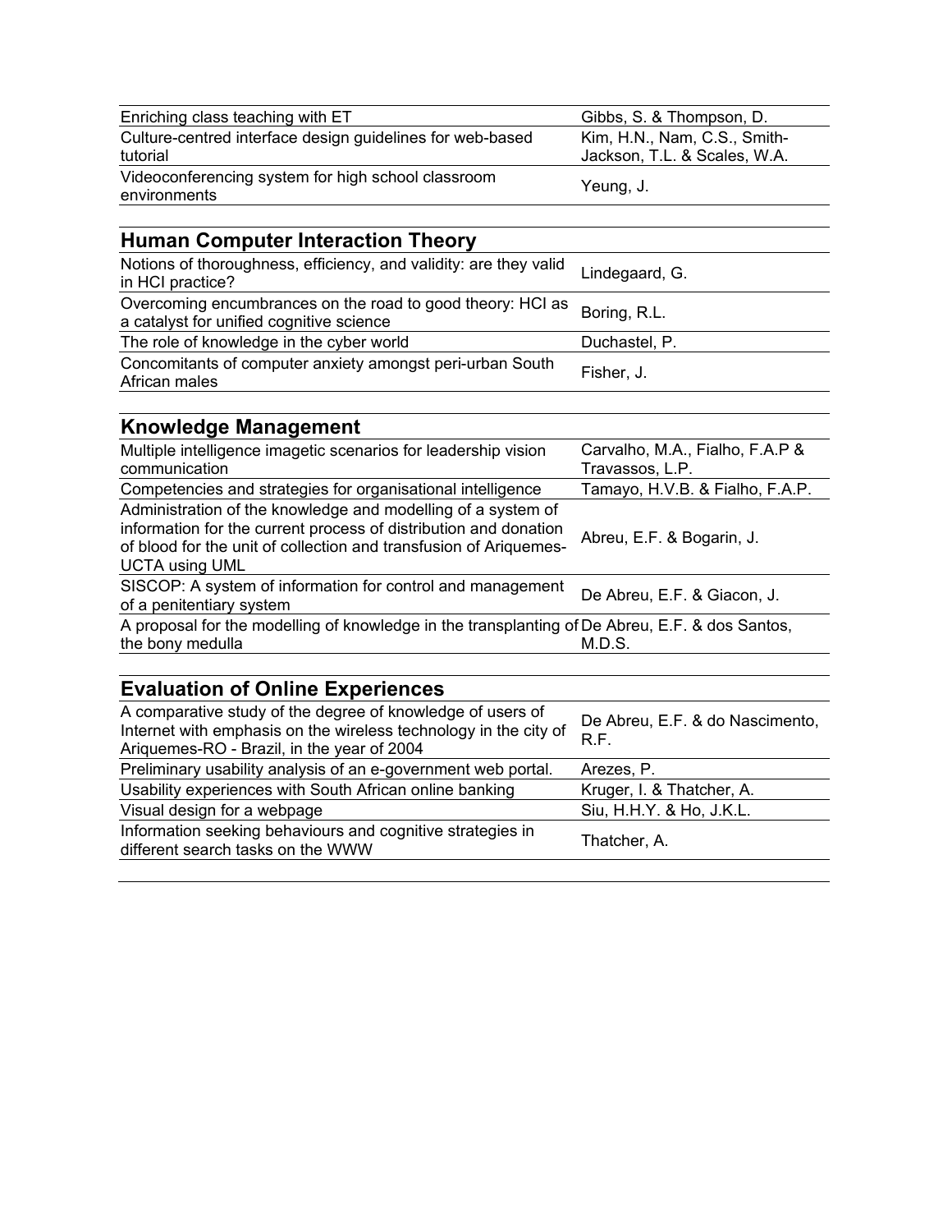| | |
|---|---|
| Enriching class teaching with ET | Gibbs, S. & Thompson, D. |
| Culture-centred interface design guidelines for web-based tutorial | Kim, H.N., Nam, C.S., Smith-Jackson, T.L. & Scales, W.A. |
| Videoconferencing system for high school classroom environments | Yeung, J. |

## Human Computer Interaction Theory

| | |
|---|---|
| Notions of thoroughness, efficiency, and validity: are they valid in HCI practice? | Lindegaard, G. |
| Overcoming encumbrances on the road to good theory: HCI as a catalyst for unified cognitive science | Boring, R.L. |
| The role of knowledge in the cyber world | Duchastel, P. |
| Concomitants of computer anxiety amongst peri-urban South African males | Fisher, J. |

## Knowledge Management

| | |
|---|---|
| Multiple intelligence imagetic scenarios for leadership vision communication | Carvalho, M.A., Fialho, F.A.P & Travassos, L.P. |
| Competencies and strategies for organisational intelligence | Tamayo, H.V.B. & Fialho, F.A.P. |
| Administration of the knowledge and modelling of a system of information for the current process of distribution and donation of blood for the unit of collection and transfusion of Ariquemes-UCTA using UML | Abreu, E.F. & Bogarin, J. |
| SISCOP: A system of information for control and management of a penitentiary system | De Abreu, E.F. & Giacon, J. |
| A proposal for the modelling of knowledge in the transplanting of the bony medulla | De Abreu, E.F. & dos Santos, M.D.S. |

## Evaluation of Online Experiences

| | |
|---|---|
| A comparative study of the degree of knowledge of users of Internet with emphasis on the wireless technology in the city of Ariquemes-RO - Brazil, in the year of 2004 | De Abreu, E.F. & do Nascimento, R.F. |
| Preliminary usability analysis of an e-government web portal. | Arezes, P. |
| Usability experiences with South African online banking | Kruger, I. & Thatcher, A. |
| Visual design for a webpage | Siu, H.H.Y. & Ho, J.K.L. |
| Information seeking behaviours and cognitive strategies in different search tasks on the WWW | Thatcher, A. |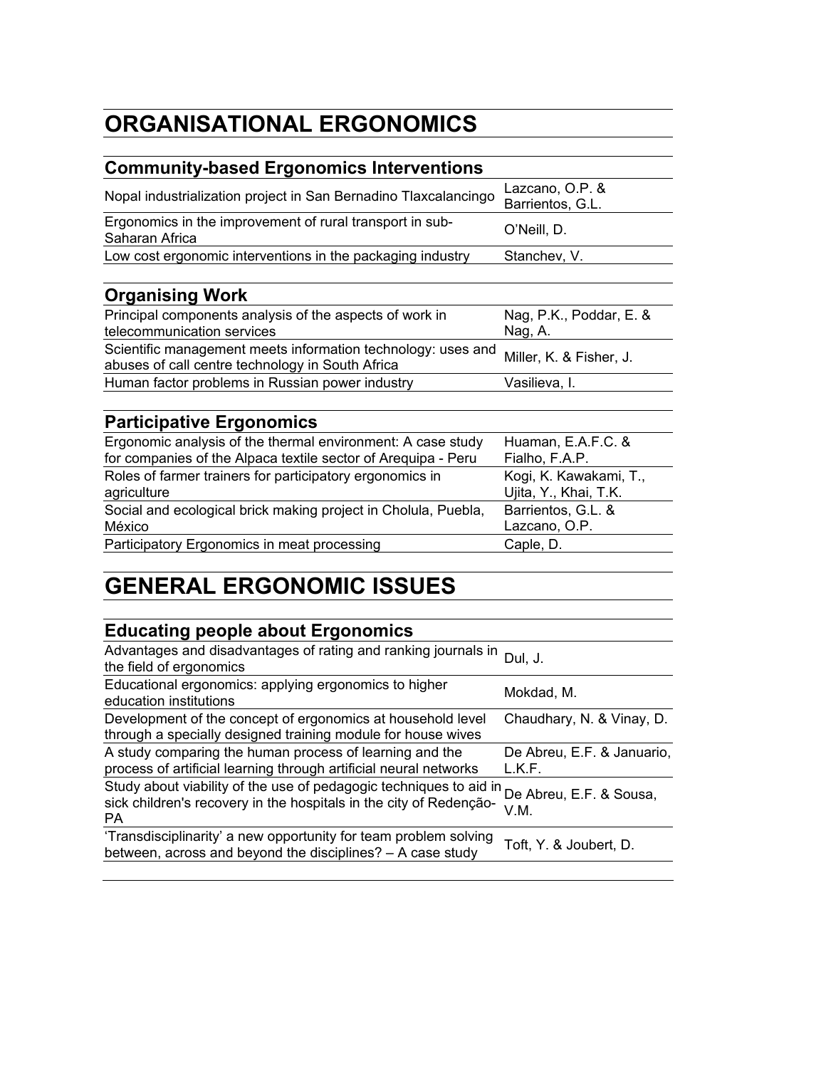# ORGANISATIONAL ERGONOMICS

## Community-based Ergonomics Interventions

| | |
|---|---|
| Nopal industrialization project in San Bernadino Tlaxcalancingo | Lazcano, O.P. & Barrientos, G.L. |
| Ergonomics in the improvement of rural transport in sub-Saharan Africa | O'Neill, D. |
| Low cost ergonomic interventions in the packaging industry | Stanchev, V. |

## Organising Work

| | |
|---|---|
| Principal components analysis of the aspects of work in telecommunication services | Nag, P.K., Poddar, E. & Nag, A. |
| Scientific management meets information technology: uses and abuses of call centre technology in South Africa | Miller, K. & Fisher, J. |
| Human factor problems in Russian power industry | Vasilieva, I. |

## Participative Ergonomics

| | |
|---|---|
| Ergonomic analysis of the thermal environment: A case study for companies of the Alpaca textile sector of Arequipa - Peru | Huaman, E.A.F.C. & Fialho, F.A.P. |
| Roles of farmer trainers for participatory ergonomics in agriculture | Kogi, K. Kawakami, T., Ujita, Y., Khai, T.K. |
| Social and ecological brick making project in Cholula, Puebla, México | Barrientos, G.L. & Lazcano, O.P. |
| Participatory Ergonomics in meat processing | Caple, D. |

# GENERAL ERGONOMIC ISSUES

## Educating people about Ergonomics

| | |
|---|---|
| Advantages and disadvantages of rating and ranking journals in the field of ergonomics | Dul, J. |
| Educational ergonomics: applying ergonomics to higher education institutions | Mokdad, M. |
| Development of the concept of ergonomics at household level through a specially designed training module for house wives | Chaudhary, N. & Vinay, D. |
| A study comparing the human process of learning and the process of artificial learning through artificial neural networks | De Abreu, E.F. & Januario, L.K.F. |
| Study about viability of the use of pedagogic techniques to aid in sick children's recovery in the hospitals in the city of Redenção-PA | De Abreu, E.F. & Sousa, V.M. |
| 'Transdisciplinarity' a new opportunity for team problem solving between, across and beyond the disciplines? – A case study | Toft, Y. & Joubert, D. |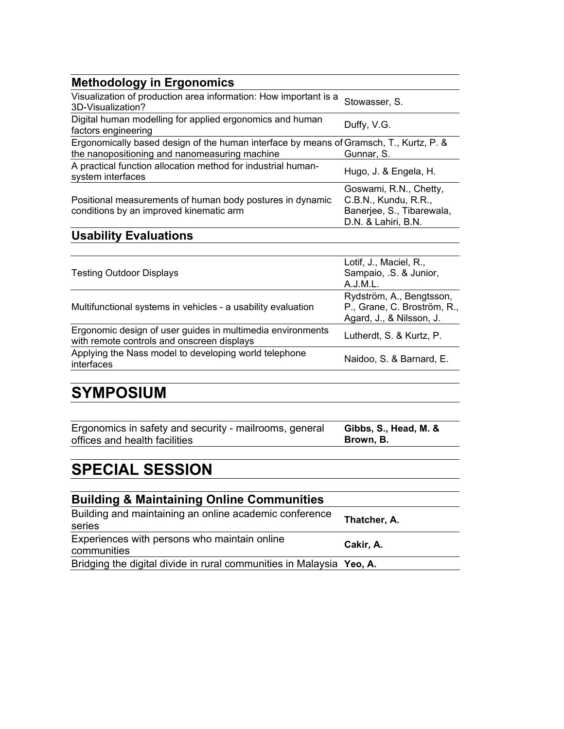### Methodology in Ergonomics

| | |
|---|---|
| Visualization of production area information: How important is a 3D-Visualization? | Stowasser, S. |
| Digital human modelling for applied ergonomics and human factors engineering | Duffy, V.G. |
| Ergonomically based design of the human interface by means of the nanopositioning and nanomeasuring machine | Gramsch, T., Kurtz, P. & Gunnar, S. |
| A practical function allocation method for industrial human-system interfaces | Hugo, J. & Engela, H. |
| Positional measurements of human body postures in dynamic conditions by an improved kinematic arm | Goswami, R.N., Chetty, C.B.N., Kundu, R.R., Banerjee, S., Tibarewala, D.N. & Lahiri, B.N. |

### Usability Evaluations

| | |
|---|---|
| Testing Outdoor Displays | Lotif, J., Maciel, R., Sampaio, .S. & Junior, A.J.M.L. |
| Multifunctional systems in vehicles - a usability evaluation | Rydström, A., Bengtsson, P., Grane, C. Broström, R., Agard, J., & Nilsson, J. |
| Ergonomic design of user guides in multimedia environments with remote controls and onscreen displays | Lutherdt, S. & Kurtz, P. |
| Applying the Nass model to developing world telephone interfaces | Naidoo, S. & Barnard, E. |

# SYMPOSIUM

| | |
|---|---|
| Ergonomics in safety and security - mailrooms, general offices and health facilities | **Gibbs, S., Head, M. & Brown, B.** |

# SPECIAL SESSION

### Building & Maintaining Online Communities

| | |
|---|---|
| Building and maintaining an online academic conference series | **Thatcher, A.** |
| Experiences with persons who maintain online communities | **Cakir, A.** |
| Bridging the digital divide in rural communities in Malaysia | **Yeo, A.** |